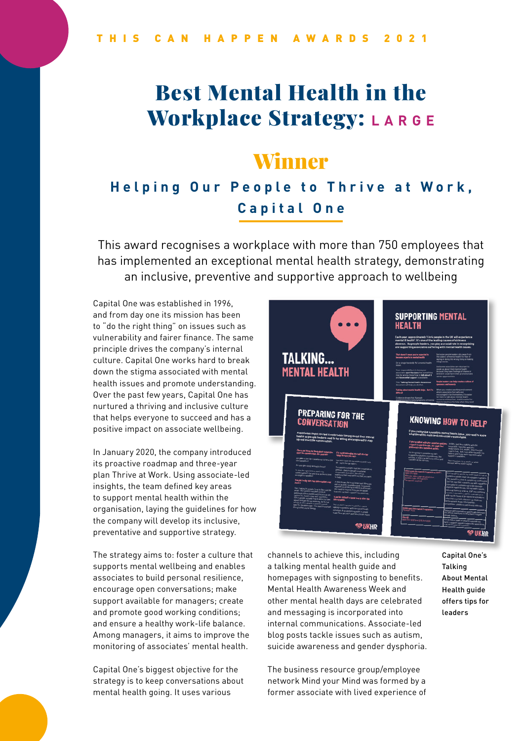THIS CAN HAPPEN AWARDS 2021

# Best Mental Health in the Workplace Strategy: LARGE

## Winner

### Helping Our People to Thrive at Work, Capital One

This award recognises a workplace with more than 750 employees that has implemented an exceptional mental health strategy, demonstrating an inclusive, preventive and supportive approach to wellbeing

Capital One was established in 1996, and from day one its mission has been to "do the right thing" on issues such as vulnerability and fairer finance. The same principle drives the company's internal culture. Capital One works hard to break down the stigma associated with mental health issues and promote understanding. Over the past few years, Capital One has nurtured a thriving and inclusive culture that helps everyone to succeed and has a positive impact on associate wellbeing.

In January 2020, the company introduced its proactive roadmap and three-year plan Thrive at Work. Using associate-led insights, the team defined key areas to support mental health within the organisation, laying the guidelines for how the company will develop its inclusive, preventative and supportive strategy.

The strategy aims to: foster a culture that supports mental wellbeing and enables associates to build personal resilience, encourage open conversations; make support available for managers; create and promote good working conditions; and ensure a healthy work-life balance. Among managers, it aims to improve the monitoring of associates' mental health.

Capital One's biggest objective for the strategy is to keep conversations about mental health going. It uses various channels to achieve this, including a talking mental health guide and homepages with signposting to benefits. Mental Health Awareness Week and other mental health days are celebrated and messaging is incorporated into internal communications. Associate-led blog posts tackle issues such as autism, suicide awareness and gender dysphoria.

The business resource group/employee network Mind your Mind was formed by a former associate with lived experience of

Capital One's Talking About Mental Health guide offers tips for leaders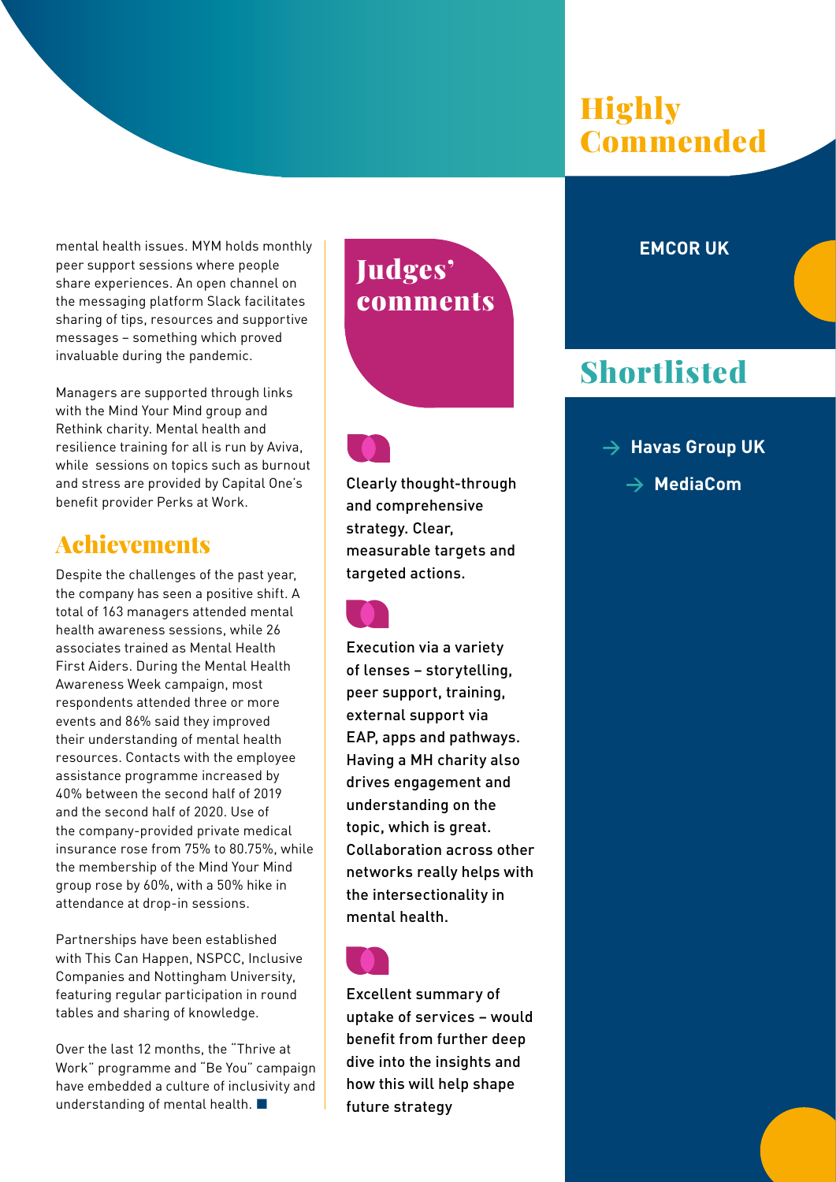mental health issues. MYM holds monthly peer support sessions where people share experiences. An open channel on the messaging platform Slack facilitates sharing of tips, resources and supportive messages – something which proved invaluable during the pandemic.

Managers are supported through links with the Mind Your Mind group and Rethink charity. Mental health and resilience training for all is run by Aviva, while sessions on topics such as burnout and stress are provided by Capital One's benefit provider Perks at Work.

## Achievements

Despite the challenges of the past year, the company has seen a positive shift. A total of 163 managers attended mental health awareness sessions, while 26 associates trained as Mental Health First Aiders. During the Mental Health Awareness Week campaign, most respondents attended three or more events and 86% said they improved their understanding of mental health resources. Contacts with the employee assistance programme increased by 40% between the second half of 2019 and the second half of 2020. Use of the company-provided private medical insurance rose from 75% to 80.75%, while the membership of the Mind Your Mind group rose by 60%, with a 50% hike in attendance at drop-in sessions.

Partnerships have been established with This Can Happen, NSPCC, Inclusive Companies and Nottingham University, featuring regular participation in round tables and sharing of knowledge.

Over the last 12 months, the "Thrive at Work" programme and "Be You" campaign have embedded a culture of inclusivity and understanding of mental health. ■

## Judges' comments

Clearly thought-through and comprehensive strategy. Clear, measurable targets and targeted actions.

Execution via a variety of lenses – storytelling, peer support, training, external support via EAP, apps and pathways. Having a MH charity also drives engagement and understanding on the topic, which is great. Collaboration across other networks really helps with the intersectionality in mental health.

Excellent summary of uptake of services – would benefit from further deep dive into the insights and how this will help shape future strategy

## Highly Commended

**EMCOR UK**

## Shortlisted

- **Havas Group UK**
- **MediaCom**